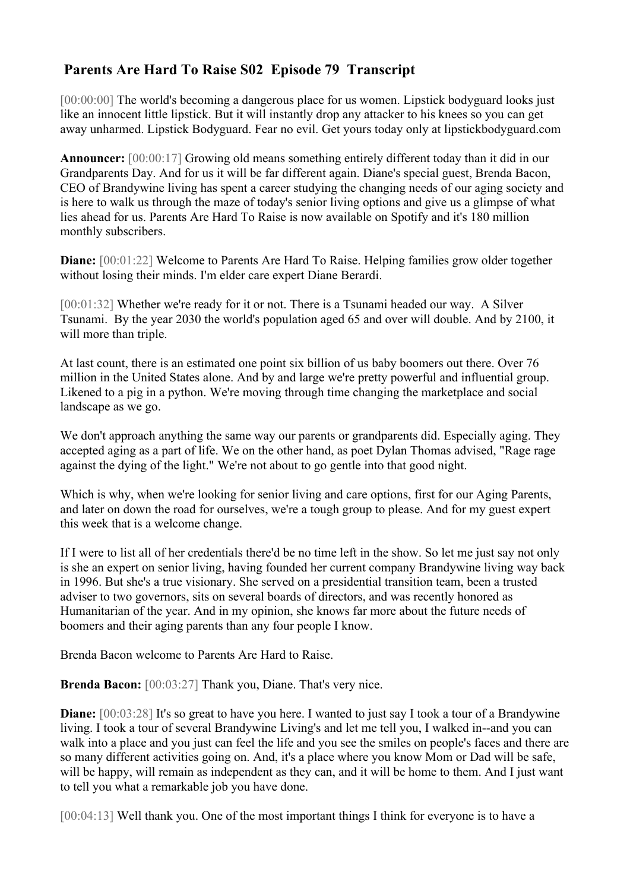# Parents Are Hard To Raise S02 Episode 79 Transcript

[00:00:00] The world's becoming a dangerous place for us women. Lipstick bodyguard looks just like an innocent little lipstick. But it will instantly drop any attacker to his knees so you can get away unharmed. Lipstick Bodyguard. Fear no evil. Get yours today only at lipstickbodyguard.com

**Announcer:** [00:00:17] Growing old means something entirely different today than it did in our Grandparents Day. And for us it will be far different again. Diane's special guest, Brenda Bacon, CEO of Brandywine living has spent a career studying the changing needs of our aging society and is here to walk us through the maze of today's senior living options and give us a glimpse of what lies ahead for us. Parents Are Hard To Raise is now available on Spotify and it's 180 million monthly subscribers.

**Diane:** [00:01:22] Welcome to Parents Are Hard To Raise. Helping families grow older together without losing their minds. I'm elder care expert Diane Berardi.

[00:01:32] Whether we're ready for it or not. There is a Tsunami headed our way. A Silver Tsunami. By the year 2030 the world's population aged 65 and over will double. And by 2100, it will more than triple.

At last count, there is an estimated one point six billion of us baby boomers out there. Over 76 million in the United States alone. And by and large we're pretty powerful and influential group. Likened to a pig in a python. We're moving through time changing the marketplace and social landscape as we go.

We don't approach anything the same way our parents or grandparents did. Especially aging. They accepted aging as a part of life. We on the other hand, as poet Dylan Thomas advised, "Rage rage against the dying of the light." We're not about to go gentle into that good night.

Which is why, when we're looking for senior living and care options, first for our Aging Parents, and later on down the road for ourselves, we're a tough group to please. And for my guest expert this week that is a welcome change.

If I were to list all of her credentials there'd be no time left in the show. So let me just say not only is she an expert on senior living, having founded her current company Brandywine living way back in 1996. But she's a true visionary. She served on a presidential transition team, been a trusted adviser to two governors, sits on several boards of directors, and was recently honored as Humanitarian of the year. And in my opinion, she knows far more about the future needs of boomers and their aging parents than any four people I know.

Brenda Bacon welcome to Parents Are Hard to Raise.

**Brenda Bacon:** [00:03:27] Thank you, Diane. That's very nice.

**Diane:** [00:03:28] It's so great to have you here. I wanted to just say I took a tour of a Brandywine living. I took a tour of several Brandywine Living's and let me tell you, I walked in--and you can walk into a place and you just can feel the life and you see the smiles on people's faces and there are so many different activities going on. And, it's a place where you know Mom or Dad will be safe, will be happy, will remain as independent as they can, and it will be home to them. And I just want to tell you what a remarkable job you have done.

[00:04:13] Well thank you. One of the most important things I think for everyone is to have a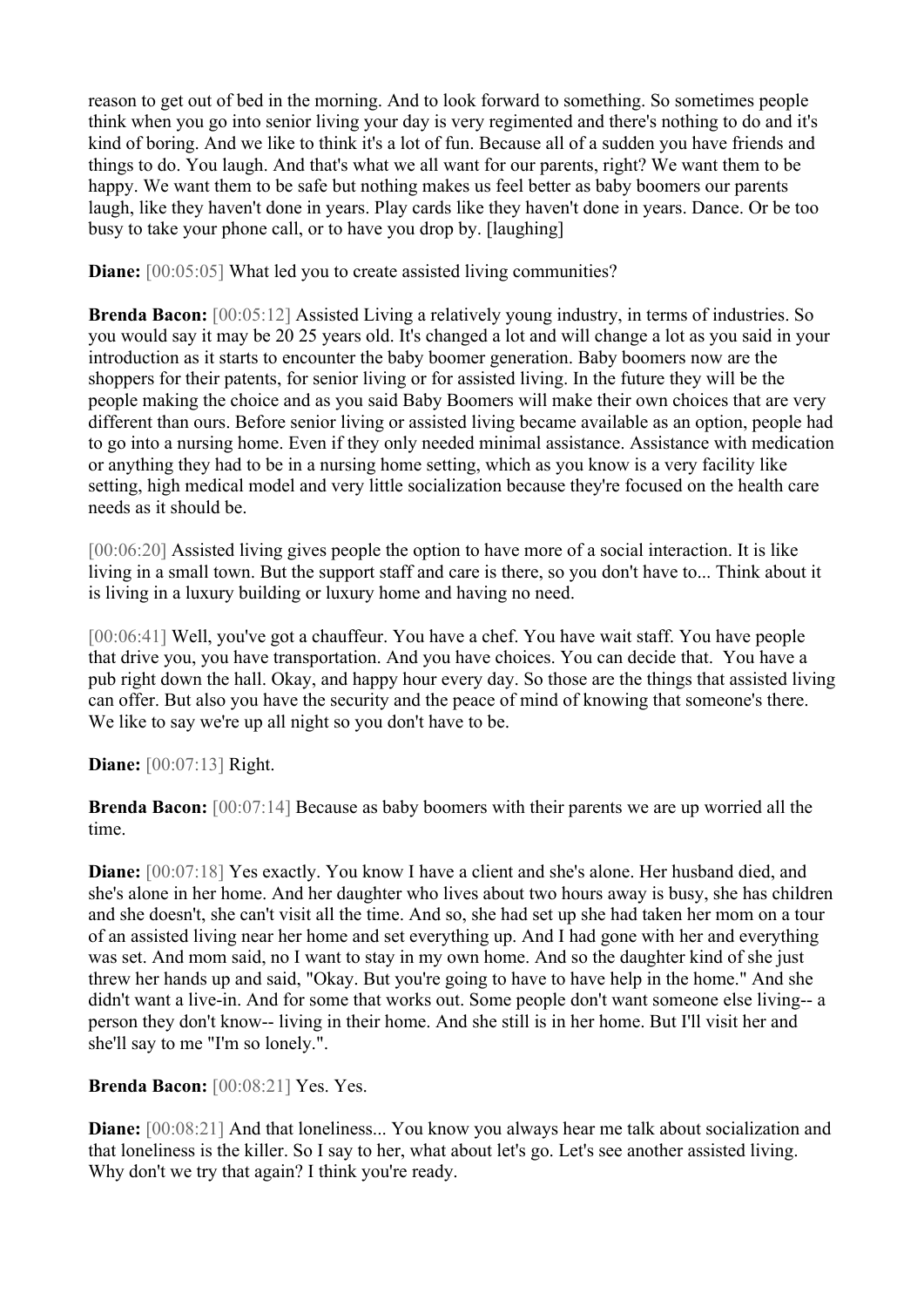reason to get out of bed in the morning. And to look forward to something. So sometimes people think when you go into senior living your day is very regimented and there's nothing to do and it's kind of boring. And we like to think it's a lot of fun. Because all of a sudden you have friends and things to do. You laugh. And that's what we all want for our parents, right? We want them to be happy. We want them to be safe but nothing makes us feel better as baby boomers our parents laugh, like they haven't done in years. Play cards like they haven't done in years. Dance. Or be too busy to take your phone call, or to have you drop by. [laughing]

**Diane:** [00:05:05] What led you to create assisted living communities?

**Brenda Bacon:** [00:05:12] Assisted Living a relatively young industry, in terms of industries. So you would say it may be 20 25 years old. It's changed a lot and will change a lot as you said in your introduction as it starts to encounter the baby boomer generation. Baby boomers now are the shoppers for their patents, for senior living or for assisted living. In the future they will be the people making the choice and as you said Baby Boomers will make their own choices that are very different than ours. Before senior living or assisted living became available as an option, people had to go into a nursing home. Even if they only needed minimal assistance. Assistance with medication or anything they had to be in a nursing home setting, which as you know is a very facility like setting, high medical model and very little socialization because they're focused on the health care needs as it should be.

[00:06:20] Assisted living gives people the option to have more of a social interaction. It is like living in a small town. But the support staff and care is there, so you don't have to... Think about it is living in a luxury building or luxury home and having no need.

[00:06:41] Well, you've got a chauffeur. You have a chef. You have wait staff. You have people that drive you, you have transportation. And you have choices. You can decide that. You have a pub right down the hall. Okay, and happy hour every day. So those are the things that assisted living can offer. But also you have the security and the peace of mind of knowing that someone's there. We like to say we're up all night so you don't have to be.

**Diane:** [00:07:13] Right.

**Brenda Bacon:** [00:07:14] Because as baby boomers with their parents we are up worried all the time.

**Diane:** [00:07:18] Yes exactly. You know I have a client and she's alone. Her husband died, and she's alone in her home. And her daughter who lives about two hours away is busy, she has children and she doesn't, she can't visit all the time. And so, she had set up she had taken her mom on a tour of an assisted living near her home and set everything up. And I had gone with her and everything was set. And mom said, no I want to stay in my own home. And so the daughter kind of she just threw her hands up and said, "Okay. But you're going to have to have help in the home." And she didn't want a live-in. And for some that works out. Some people don't want someone else living-- a person they don't know-- living in their home. And she still is in her home. But I'll visit her and she'll say to me "I'm so lonely.".

**Brenda Bacon:** [00:08:21] Yes. Yes.

**Diane:** [00:08:21] And that loneliness... You know you always hear me talk about socialization and that loneliness is the killer. So I say to her, what about let's go. Let's see another assisted living. Why don't we try that again? I think you're ready.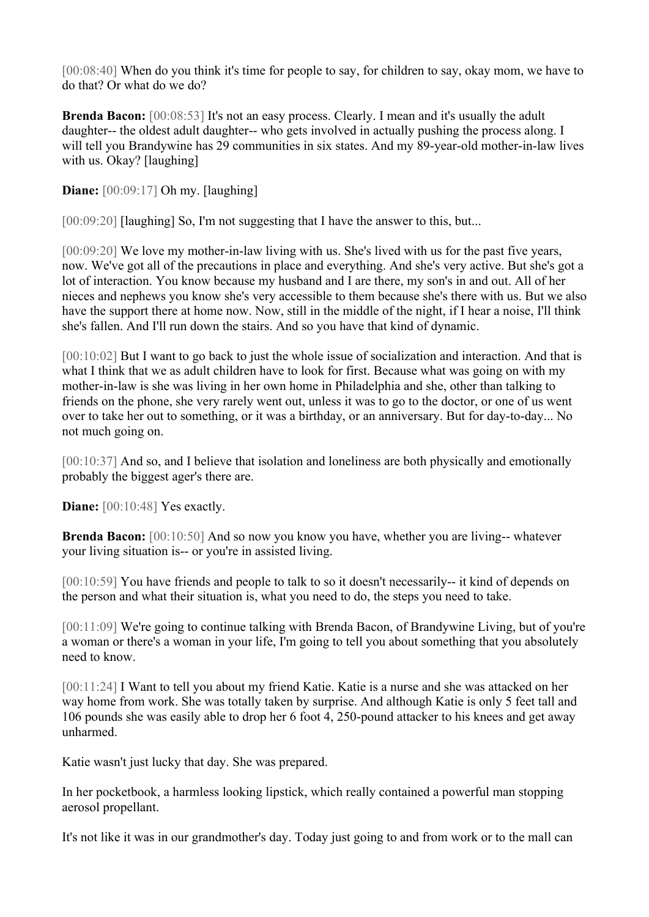[00:08:40] When do you think it's time for people to say, for children to say, okay mom, we have to do that? Or what do we do?

**Brenda Bacon:** [00:08:53] It's not an easy process. Clearly. I mean and it's usually the adult daughter-- the oldest adult daughter-- who gets involved in actually pushing the process along. I will tell you Brandywine has 29 communities in six states. And my 89-year-old mother-in-law lives with us. Okay? [laughing]

**Diane:** [00:09:17] Oh my. [laughing]

[00:09:20] [laughing] So, I'm not suggesting that I have the answer to this, but...

[00:09:20] We love my mother-in-law living with us. She's lived with us for the past five years, now. We've got all of the precautions in place and everything. And she's very active. But she's got a lot of interaction. You know because my husband and I are there, my son's in and out. All of her nieces and nephews you know she's very accessible to them because she's there with us. But we also have the support there at home now. Now, still in the middle of the night, if I hear a noise, I'll think she's fallen. And I'll run down the stairs. And so you have that kind of dynamic.

[00:10:02] But I want to go back to just the whole issue of socialization and interaction. And that is what I think that we as adult children have to look for first. Because what was going on with my mother-in-law is she was living in her own home in Philadelphia and she, other than talking to friends on the phone, she very rarely went out, unless it was to go to the doctor, or one of us went over to take her out to something, or it was a birthday, or an anniversary. But for day-to-day... No not much going on.

[00:10:37] And so, and I believe that isolation and loneliness are both physically and emotionally probably the biggest ager's there are.

**Diane:** [00:10:48] Yes exactly.

**Brenda Bacon:** [00:10:50] And so now you know you have, whether you are living-- whatever your living situation is-- or you're in assisted living.

[00:10:59] You have friends and people to talk to so it doesn't necessarily-- it kind of depends on the person and what their situation is, what you need to do, the steps you need to take.

[00:11:09] We're going to continue talking with Brenda Bacon, of Brandywine Living, but of you're a woman or there's a woman in your life, I'm going to tell you about something that you absolutely need to know.

[00:11:24] I Want to tell you about my friend Katie. Katie is a nurse and she was attacked on her way home from work. She was totally taken by surprise. And although Katie is only 5 feet tall and 106 pounds she was easily able to drop her 6 foot 4, 250-pound attacker to his knees and get away unharmed.

Katie wasn't just lucky that day. She was prepared.

In her pocketbook, a harmless looking lipstick, which really contained a powerful man stopping aerosol propellant.

It's not like it was in our grandmother's day. Today just going to and from work or to the mall can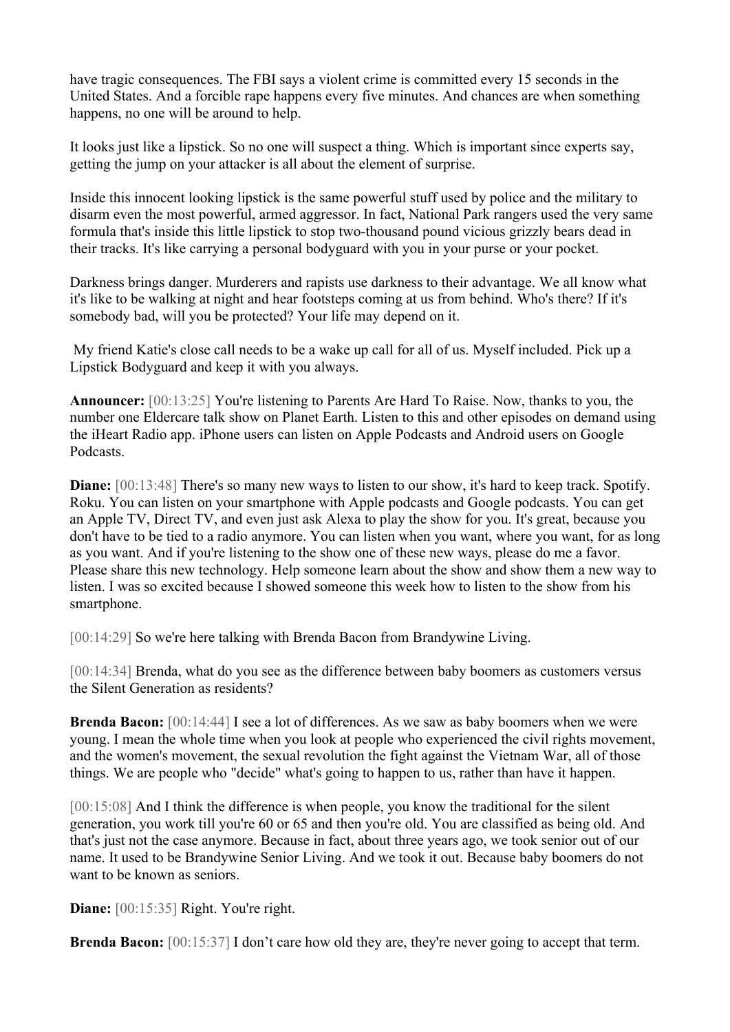have tragic consequences. The FBI says a violent crime is committed every 15 seconds in the United States. And a forcible rape happens every five minutes. And chances are when something happens, no one will be around to help.

It looks just like a lipstick. So no one will suspect a thing. Which is important since experts say, getting the jump on your attacker is all about the element of surprise.

Inside this innocent looking lipstick is the same powerful stuff used by police and the military to disarm even the most powerful, armed aggressor. In fact, National Park rangers used the very same formula that's inside this little lipstick to stop two-thousand pound vicious grizzly bears dead in their tracks. It's like carrying a personal bodyguard with you in your purse or your pocket.

Darkness brings danger. Murderers and rapists use darkness to their advantage. We all know what it's like to be walking at night and hear footsteps coming at us from behind. Who's there? If it's somebody bad, will you be protected? Your life may depend on it.

My friend Katie's close call needs to be a wake up call for all of us. Myself included. Pick up a Lipstick Bodyguard and keep it with you always.

**Announcer:** [00:13:25] You're listening to Parents Are Hard To Raise. Now, thanks to you, the number one Eldercare talk show on Planet Earth. Listen to this and other episodes on demand using the iHeart Radio app. iPhone users can listen on Apple Podcasts and Android users on Google Podcasts.

**Diane:** [00:13:48] There's so many new ways to listen to our show, it's hard to keep track. Spotify. Roku. You can listen on your smartphone with Apple podcasts and Google podcasts. You can get an Apple TV, Direct TV, and even just ask Alexa to play the show for you. It's great, because you don't have to be tied to a radio anymore. You can listen when you want, where you want, for as long as you want. And if you're listening to the show one of these new ways, please do me a favor. Please share this new technology. Help someone learn about the show and show them a new way to listen. I was so excited because I showed someone this week how to listen to the show from his smartphone.

[00:14:29] So we're here talking with Brenda Bacon from Brandywine Living.

[00:14:34] Brenda, what do you see as the difference between baby boomers as customers versus the Silent Generation as residents?

**Brenda Bacon:** [00:14:44] I see a lot of differences. As we saw as baby boomers when we were young. I mean the whole time when you look at people who experienced the civil rights movement, and the women's movement, the sexual revolution the fight against the Vietnam War, all of those things. We are people who "decide" what's going to happen to us, rather than have it happen.

[00:15:08] And I think the difference is when people, you know the traditional for the silent generation, you work till you're 60 or 65 and then you're old. You are classified as being old. And that's just not the case anymore. Because in fact, about three years ago, we took senior out of our name. It used to be Brandywine Senior Living. And we took it out. Because baby boomers do not want to be known as seniors.

**Diane:** [00:15:35] Right. You're right.

**Brenda Bacon:** [00:15:37] I don't care how old they are, they're never going to accept that term.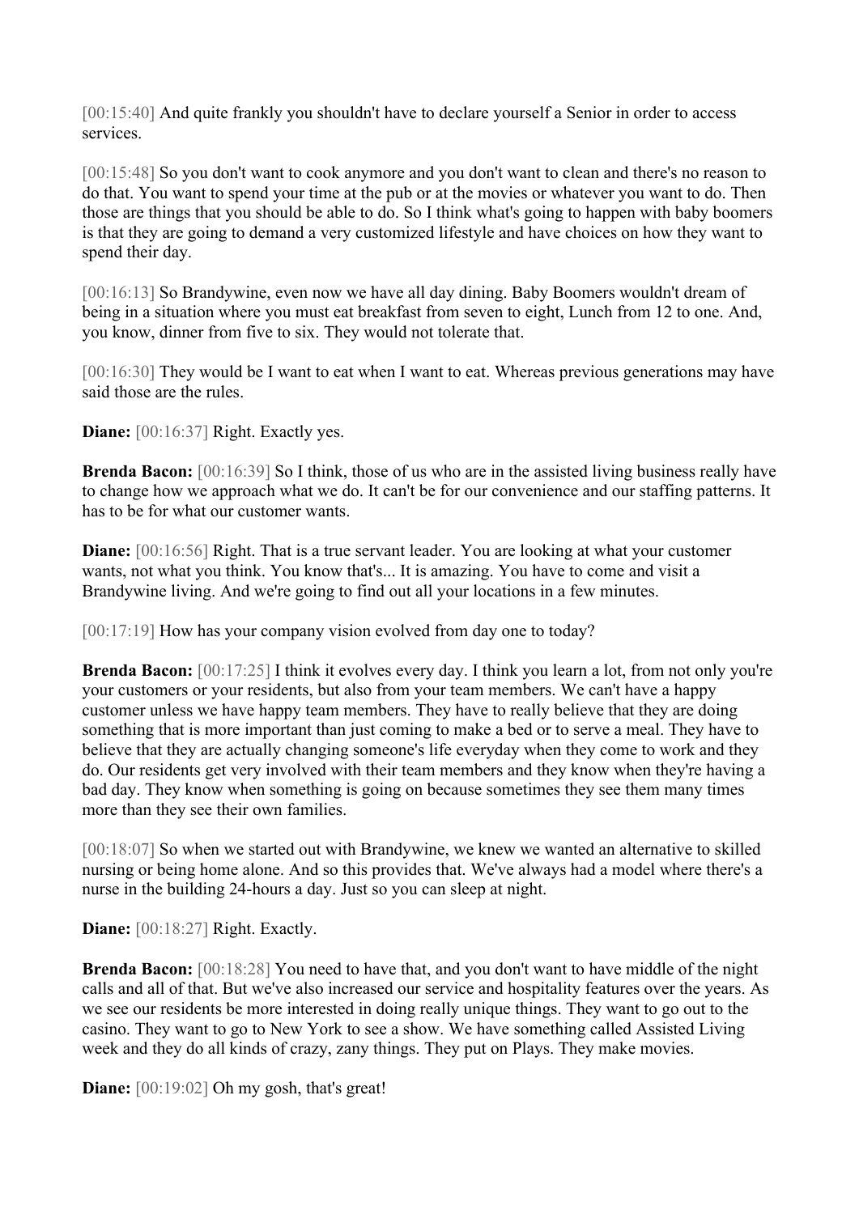[00:15:40] And quite frankly you shouldn't have to declare yourself a Senior in order to access services.

[00:15:48] So you don't want to cook anymore and you don't want to clean and there's no reason to do that. You want to spend your time at the pub or at the movies or whatever you want to do. Then those are things that you should be able to do. So I think what's going to happen with baby boomers is that they are going to demand a very customized lifestyle and have choices on how they want to spend their day.

[00:16:13] So Brandywine, even now we have all day dining. Baby Boomers wouldn't dream of being in a situation where you must eat breakfast from seven to eight, Lunch from 12 to one. And, you know, dinner from five to six. They would not tolerate that.

[00:16:30] They would be I want to eat when I want to eat. Whereas previous generations may have said those are the rules.

**Diane:** [00:16:37] Right. Exactly yes.

**Brenda Bacon:** [00:16:39] So I think, those of us who are in the assisted living business really have to change how we approach what we do. It can't be for our convenience and our staffing patterns. It has to be for what our customer wants.

**Diane:** [00:16:56] Right. That is a true servant leader. You are looking at what your customer wants, not what you think. You know that's... It is amazing. You have to come and visit a Brandywine living. And we're going to find out all your locations in a few minutes.

[00:17:19] How has your company vision evolved from day one to today?

**Brenda Bacon:** [00:17:25] I think it evolves every day. I think you learn a lot, from not only you're your customers or your residents, but also from your team members. We can't have a happy customer unless we have happy team members. They have to really believe that they are doing something that is more important than just coming to make a bed or to serve a meal. They have to believe that they are actually changing someone's life everyday when they come to work and they do. Our residents get very involved with their team members and they know when they're having a bad day. They know when something is going on because sometimes they see them many times more than they see their own families.

[00:18:07] So when we started out with Brandywine, we knew we wanted an alternative to skilled nursing or being home alone. And so this provides that. We've always had a model where there's a nurse in the building 24-hours a day. Just so you can sleep at night.

**Diane:** [00:18:27] Right. Exactly.

**Brenda Bacon:** [00:18:28] You need to have that, and you don't want to have middle of the night calls and all of that. But we've also increased our service and hospitality features over the years. As we see our residents be more interested in doing really unique things. They want to go out to the casino. They want to go to New York to see a show. We have something called Assisted Living week and they do all kinds of crazy, zany things. They put on Plays. They make movies.

**Diane:** [00:19:02] Oh my gosh, that's great!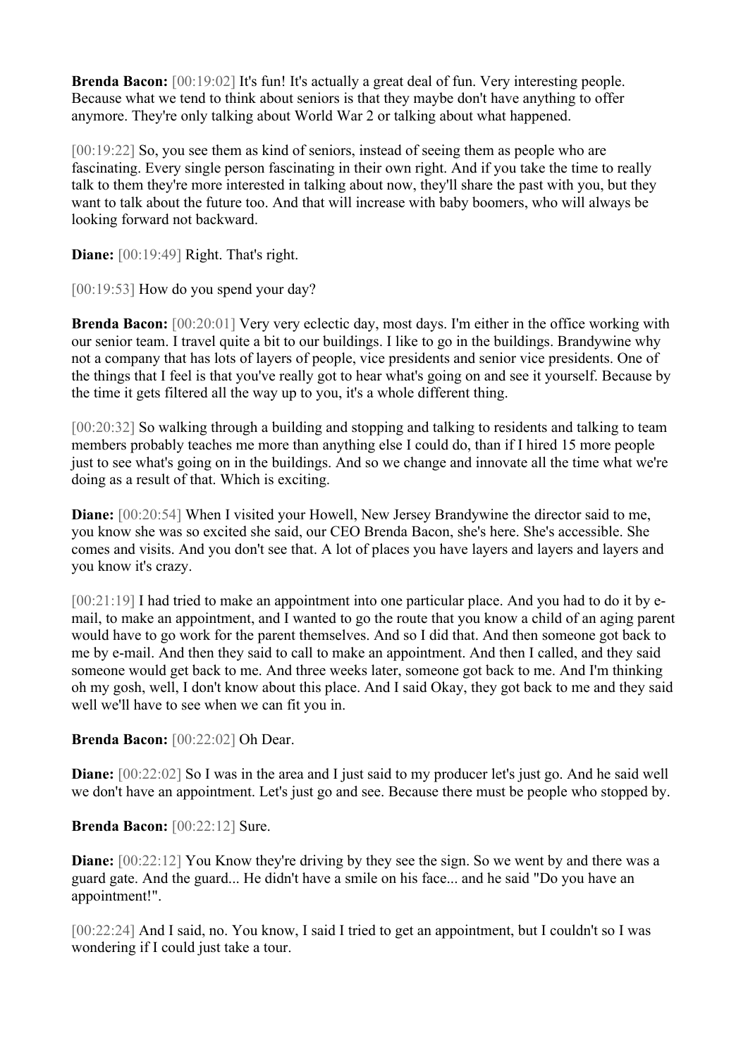**Brenda Bacon:** [00:19:02] It's fun! It's actually a great deal of fun. Very interesting people. Because what we tend to think about seniors is that they maybe don't have anything to offer anymore. They're only talking about World War 2 or talking about what happened.

[00:19:22] So, you see them as kind of seniors, instead of seeing them as people who are fascinating. Every single person fascinating in their own right. And if you take the time to really talk to them they're more interested in talking about now, they'll share the past with you, but they want to talk about the future too. And that will increase with baby boomers, who will always be looking forward not backward.

**Diane:** [00:19:49] Right. That's right.

[00:19:53] How do you spend your day?

**Brenda Bacon:** [00:20:01] Very very eclectic day, most days. I'm either in the office working with our senior team. I travel quite a bit to our buildings. I like to go in the buildings. Brandywine why not a company that has lots of layers of people, vice presidents and senior vice presidents. One of the things that I feel is that you've really got to hear what's going on and see it yourself. Because by the time it gets filtered all the way up to you, it's a whole different thing.

[00:20:32] So walking through a building and stopping and talking to residents and talking to team members probably teaches me more than anything else I could do, than if I hired 15 more people just to see what's going on in the buildings. And so we change and innovate all the time what we're doing as a result of that. Which is exciting.

**Diane:** [00:20:54] When I visited your Howell, New Jersey Brandywine the director said to me, you know she was so excited she said, our CEO Brenda Bacon, she's here. She's accessible. She comes and visits. And you don't see that. A lot of places you have layers and layers and layers and you know it's crazy.

[00:21:19] I had tried to make an appointment into one particular place. And you had to do it by e-mail, to make an appointment, and I wanted to go the route that you know a child of an aging parent would have to go work for the parent themselves. And so I did that. And then someone got back to me by e-mail. And then they said to call to make an appointment. And then I called, and they said someone would get back to me. And three weeks later, someone got back to me. And I'm thinking oh my gosh, well, I don't know about this place. And I said Okay, they got back to me and they said well we'll have to see when we can fit you in.

**Brenda Bacon:** [00:22:02] Oh Dear.

**Diane:** [00:22:02] So I was in the area and I just said to my producer let's just go. And he said well we don't have an appointment. Let's just go and see. Because there must be people who stopped by.

**Brenda Bacon:** [00:22:12] Sure.

**Diane:** [00:22:12] You Know they're driving by they see the sign. So we went by and there was a guard gate. And the guard... He didn't have a smile on his face... and he said "Do you have an appointment!".

[00:22:24] And I said, no. You know, I said I tried to get an appointment, but I couldn't so I was wondering if I could just take a tour.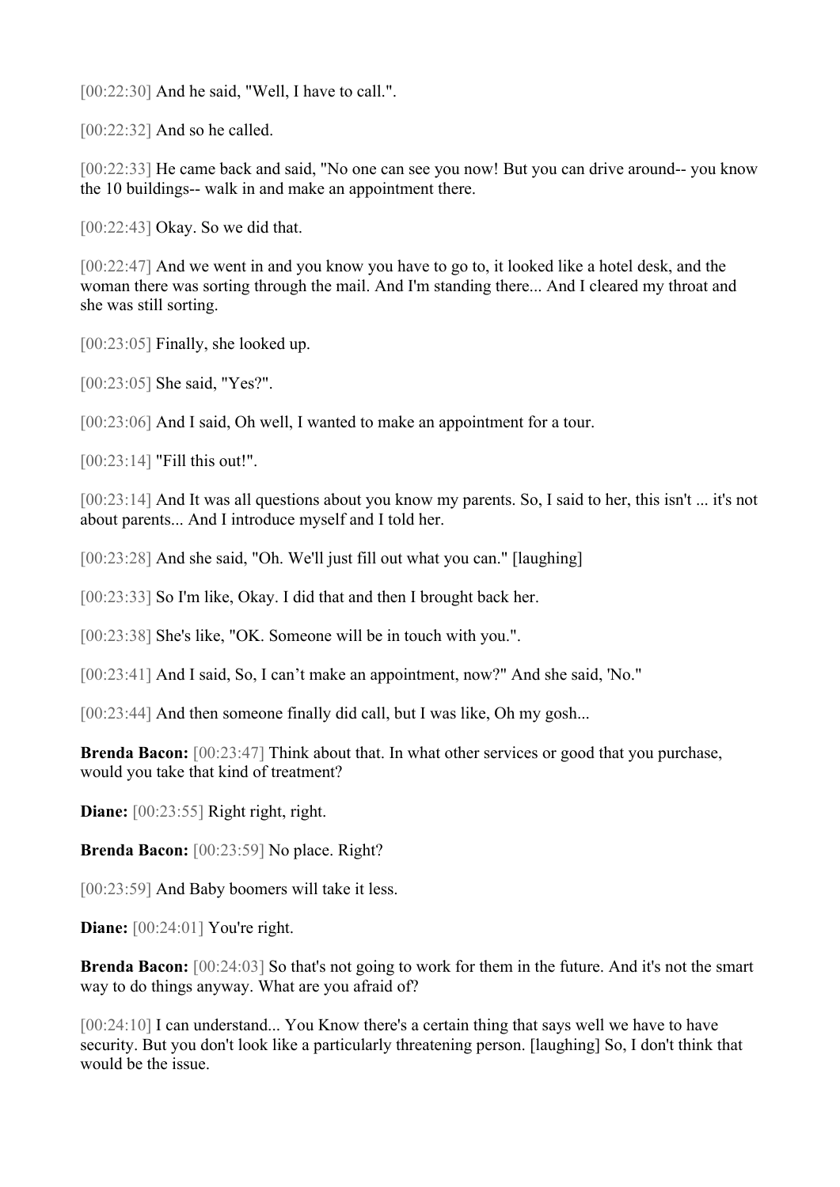[00:22:30] And he said, "Well, I have to call.".

[00:22:32] And so he called.

[00:22:33] He came back and said, "No one can see you now! But you can drive around-- you know the 10 buildings-- walk in and make an appointment there.

[00:22:43] Okay. So we did that.

[00:22:47] And we went in and you know you have to go to, it looked like a hotel desk, and the woman there was sorting through the mail. And I'm standing there... And I cleared my throat and she was still sorting.

[00:23:05] Finally, she looked up.

[00:23:05] She said, "Yes?".

[00:23:06] And I said, Oh well, I wanted to make an appointment for a tour.

[00:23:14] "Fill this out!".

[00:23:14] And It was all questions about you know my parents. So, I said to her, this isn't ... it's not about parents... And I introduce myself and I told her.

[00:23:28] And she said, "Oh. We'll just fill out what you can." [laughing]

[00:23:33] So I'm like, Okay. I did that and then I brought back her.

[00:23:38] She's like, "OK. Someone will be in touch with you.".

[00:23:41] And I said, So, I can't make an appointment, now?" And she said, 'No."

[00:23:44] And then someone finally did call, but I was like, Oh my gosh...

**Brenda Bacon:** [00:23:47] Think about that. In what other services or good that you purchase, would you take that kind of treatment?

**Diane:** [00:23:55] Right right, right.

**Brenda Bacon:** [00:23:59] No place. Right?

[00:23:59] And Baby boomers will take it less.

**Diane:** [00:24:01] You're right.

**Brenda Bacon:** [00:24:03] So that's not going to work for them in the future. And it's not the smart way to do things anyway. What are you afraid of?

[00:24:10] I can understand... You Know there's a certain thing that says well we have to have security. But you don't look like a particularly threatening person. [laughing] So, I don't think that would be the issue.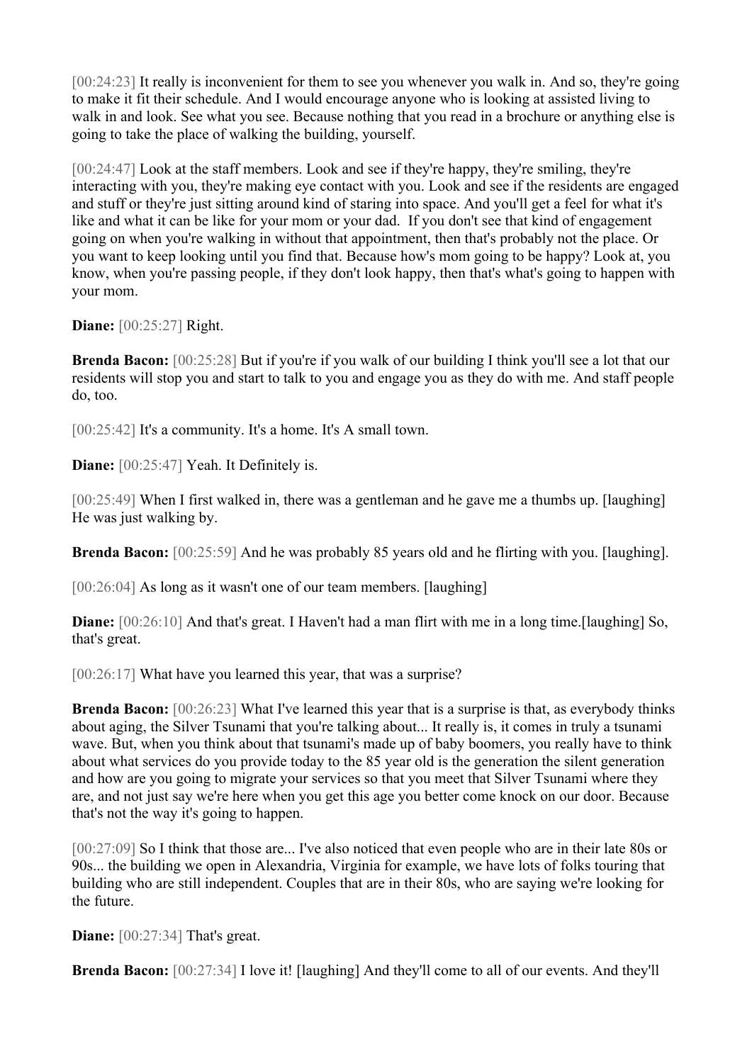[00:24:23] It really is inconvenient for them to see you whenever you walk in. And so, they're going to make it fit their schedule. And I would encourage anyone who is looking at assisted living to walk in and look. See what you see. Because nothing that you read in a brochure or anything else is going to take the place of walking the building, yourself.

[00:24:47] Look at the staff members. Look and see if they're happy, they're smiling, they're interacting with you, they're making eye contact with you. Look and see if the residents are engaged and stuff or they're just sitting around kind of staring into space. And you'll get a feel for what it's like and what it can be like for your mom or your dad. If you don't see that kind of engagement going on when you're walking in without that appointment, then that's probably not the place. Or you want to keep looking until you find that. Because how's mom going to be happy? Look at, you know, when you're passing people, if they don't look happy, then that's what's going to happen with your mom.

**Diane:** [00:25:27] Right.

**Brenda Bacon:** [00:25:28] But if you're if you walk of our building I think you'll see a lot that our residents will stop you and start to talk to you and engage you as they do with me. And staff people do, too.

[00:25:42] It's a community. It's a home. It's A small town.

**Diane:** [00:25:47] Yeah. It Definitely is.

[00:25:49] When I first walked in, there was a gentleman and he gave me a thumbs up. [laughing] He was just walking by.

**Brenda Bacon:** [00:25:59] And he was probably 85 years old and he flirting with you. [laughing].

[00:26:04] As long as it wasn't one of our team members. [laughing]

**Diane:** [00:26:10] And that's great. I Haven't had a man flirt with me in a long time.[laughing] So, that's great.

[00:26:17] What have you learned this year, that was a surprise?

**Brenda Bacon:** [00:26:23] What I've learned this year that is a surprise is that, as everybody thinks about aging, the Silver Tsunami that you're talking about... It really is, it comes in truly a tsunami wave. But, when you think about that tsunami's made up of baby boomers, you really have to think about what services do you provide today to the 85 year old is the generation the silent generation and how are you going to migrate your services so that you meet that Silver Tsunami where they are, and not just say we're here when you get this age you better come knock on our door. Because that's not the way it's going to happen.

[00:27:09] So I think that those are... I've also noticed that even people who are in their late 80s or 90s... the building we open in Alexandria, Virginia for example, we have lots of folks touring that building who are still independent. Couples that are in their 80s, who are saying we're looking for the future.

**Diane:** [00:27:34] That's great.

**Brenda Bacon:** [00:27:34] I love it! [laughing] And they'll come to all of our events. And they'll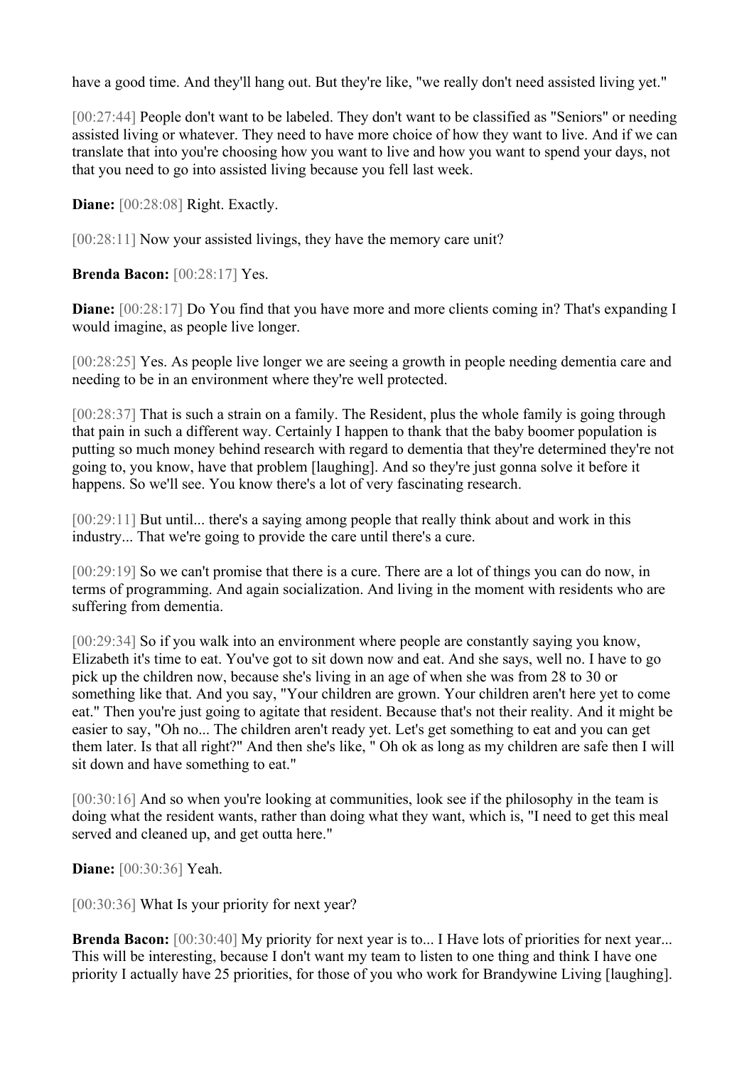have a good time. And they'll hang out. But they're like, "we really don't need assisted living yet."

[00:27:44] People don't want to be labeled. They don't want to be classified as "Seniors" or needing assisted living or whatever. They need to have more choice of how they want to live. And if we can translate that into you're choosing how you want to live and how you want to spend your days, not that you need to go into assisted living because you fell last week.

**Diane:** [00:28:08] Right. Exactly.

[00:28:11] Now your assisted livings, they have the memory care unit?

**Brenda Bacon:** [00:28:17] Yes.

**Diane:** [00:28:17] Do You find that you have more and more clients coming in? That's expanding I would imagine, as people live longer.

[00:28:25] Yes. As people live longer we are seeing a growth in people needing dementia care and needing to be in an environment where they're well protected.

[00:28:37] That is such a strain on a family. The Resident, plus the whole family is going through that pain in such a different way. Certainly I happen to thank that the baby boomer population is putting so much money behind research with regard to dementia that they're determined they're not going to, you know, have that problem [laughing]. And so they're just gonna solve it before it happens. So we'll see. You know there's a lot of very fascinating research.

[00:29:11] But until... there's a saying among people that really think about and work in this industry... That we're going to provide the care until there's a cure.

[00:29:19] So we can't promise that there is a cure. There are a lot of things you can do now, in terms of programming. And again socialization. And living in the moment with residents who are suffering from dementia.

[00:29:34] So if you walk into an environment where people are constantly saying you know, Elizabeth it's time to eat. You've got to sit down now and eat. And she says, well no. I have to go pick up the children now, because she's living in an age of when she was from 28 to 30 or something like that. And you say, "Your children are grown. Your children aren't here yet to come eat." Then you're just going to agitate that resident. Because that's not their reality. And it might be easier to say, "Oh no... The children aren't ready yet. Let's get something to eat and you can get them later. Is that all right?" And then she's like, " Oh ok as long as my children are safe then I will sit down and have something to eat."

[00:30:16] And so when you're looking at communities, look see if the philosophy in the team is doing what the resident wants, rather than doing what they want, which is, "I need to get this meal served and cleaned up, and get outta here."

**Diane:** [00:30:36] Yeah.

[00:30:36] What Is your priority for next year?

**Brenda Bacon:** [00:30:40] My priority for next year is to... I Have lots of priorities for next year... This will be interesting, because I don't want my team to listen to one thing and think I have one priority I actually have 25 priorities, for those of you who work for Brandywine Living [laughing].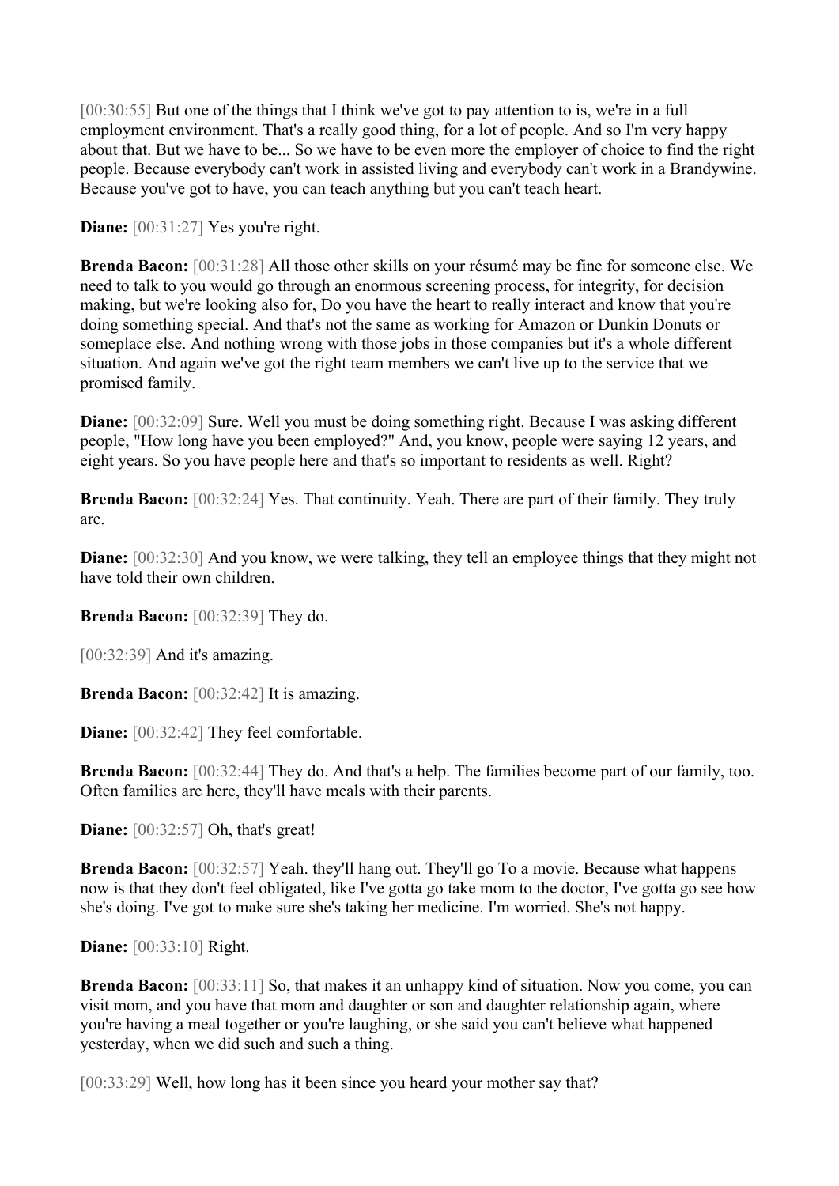[00:30:55] But one of the things that I think we've got to pay attention to is, we're in a full employment environment. That's a really good thing, for a lot of people. And so I'm very happy about that. But we have to be... So we have to be even more the employer of choice to find the right people. Because everybody can't work in assisted living and everybody can't work in a Brandywine. Because you've got to have, you can teach anything but you can't teach heart.

**Diane:** [00:31:27] Yes you're right.

**Brenda Bacon:** [00:31:28] All those other skills on your résumé may be fine for someone else. We need to talk to you would go through an enormous screening process, for integrity, for decision making, but we're looking also for, Do you have the heart to really interact and know that you're doing something special. And that's not the same as working for Amazon or Dunkin Donuts or someplace else. And nothing wrong with those jobs in those companies but it's a whole different situation. And again we've got the right team members we can't live up to the service that we promised family.

**Diane:** [00:32:09] Sure. Well you must be doing something right. Because I was asking different people, "How long have you been employed?" And, you know, people were saying 12 years, and eight years. So you have people here and that's so important to residents as well. Right?

**Brenda Bacon:** [00:32:24] Yes. That continuity. Yeah. There are part of their family. They truly are.

**Diane:** [00:32:30] And you know, we were talking, they tell an employee things that they might not have told their own children.

**Brenda Bacon:** [00:32:39] They do.

[00:32:39] And it's amazing.

**Brenda Bacon:** [00:32:42] It is amazing.

**Diane:** [00:32:42] They feel comfortable.

**Brenda Bacon:** [00:32:44] They do. And that's a help. The families become part of our family, too. Often families are here, they'll have meals with their parents.

**Diane:** [00:32:57] Oh, that's great!

**Brenda Bacon:** [00:32:57] Yeah. they'll hang out. They'll go To a movie. Because what happens now is that they don't feel obligated, like I've gotta go take mom to the doctor, I've gotta go see how she's doing. I've got to make sure she's taking her medicine. I'm worried. She's not happy.

**Diane:** [00:33:10] Right.

**Brenda Bacon:** [00:33:11] So, that makes it an unhappy kind of situation. Now you come, you can visit mom, and you have that mom and daughter or son and daughter relationship again, where you're having a meal together or you're laughing, or she said you can't believe what happened yesterday, when we did such and such a thing.

[00:33:29] Well, how long has it been since you heard your mother say that?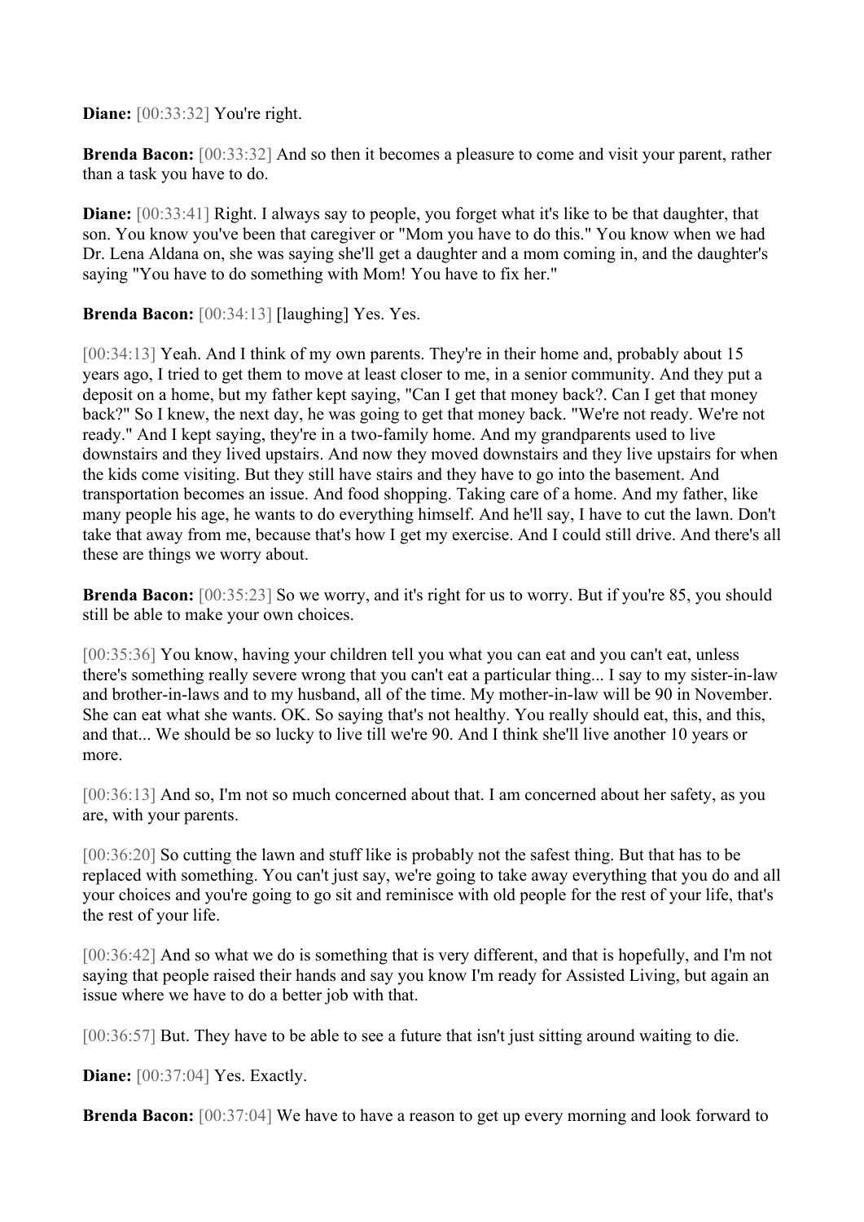**Diane:** [00:33:32] You're right.

**Brenda Bacon:** [00:33:32] And so then it becomes a pleasure to come and visit your parent, rather than a task you have to do.

**Diane:** [00:33:41] Right. I always say to people, you forget what it's like to be that daughter, that son. You know you've been that caregiver or "Mom you have to do this." You know when we had Dr. Lena Aldana on, she was saying she'll get a daughter and a mom coming in, and the daughter's saying "You have to do something with Mom! You have to fix her."

**Brenda Bacon:** [00:34:13] [laughing] Yes. Yes.

[00:34:13] Yeah. And I think of my own parents. They're in their home and, probably about 15 years ago, I tried to get them to move at least closer to me, in a senior community. And they put a deposit on a home, but my father kept saying, "Can I get that money back?. Can I get that money back?" So I knew, the next day, he was going to get that money back. "We're not ready. We're not ready." And I kept saying, they're in a two-family home. And my grandparents used to live downstairs and they lived upstairs. And now they moved downstairs and they live upstairs for when the kids come visiting. But they still have stairs and they have to go into the basement. And transportation becomes an issue. And food shopping. Taking care of a home. And my father, like many people his age, he wants to do everything himself. And he'll say, I have to cut the lawn. Don't take that away from me, because that's how I get my exercise. And I could still drive. And there's all these are things we worry about.

**Brenda Bacon:** [00:35:23] So we worry, and it's right for us to worry. But if you're 85, you should still be able to make your own choices.

[00:35:36] You know, having your children tell you what you can eat and you can't eat, unless there's something really severe wrong that you can't eat a particular thing... I say to my sister-in-law and brother-in-laws and to my husband, all of the time. My mother-in-law will be 90 in November. She can eat what she wants. OK. So saying that's not healthy. You really should eat, this, and this, and that... We should be so lucky to live till we're 90. And I think she'll live another 10 years or more.

[00:36:13] And so, I'm not so much concerned about that. I am concerned about her safety, as you are, with your parents.

[00:36:20] So cutting the lawn and stuff like is probably not the safest thing. But that has to be replaced with something. You can't just say, we're going to take away everything that you do and all your choices and you're going to go sit and reminisce with old people for the rest of your life, that's the rest of your life.

[00:36:42] And so what we do is something that is very different, and that is hopefully, and I'm not saying that people raised their hands and say you know I'm ready for Assisted Living, but again an issue where we have to do a better job with that.

[00:36:57] But. They have to be able to see a future that isn't just sitting around waiting to die.

**Diane:** [00:37:04] Yes. Exactly.

**Brenda Bacon:** [00:37:04] We have to have a reason to get up every morning and look forward to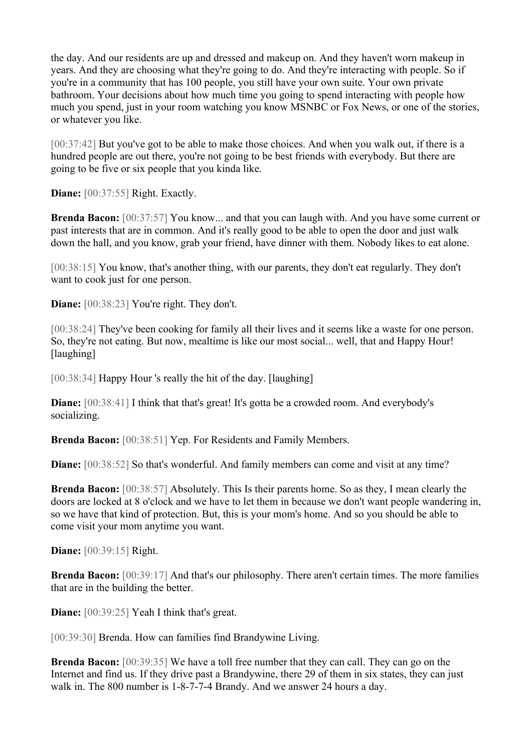the day. And our residents are up and dressed and makeup on. And they haven't worn makeup in years. And they are choosing what they're going to do. And they're interacting with people. So if you're in a community that has 100 people, you still have your own suite. Your own private bathroom. Your decisions about how much time you going to spend interacting with people how much you spend, just in your room watching you know MSNBC or Fox News, or one of the stories, or whatever you like.

[00:37:42] But you've got to be able to make those choices. And when you walk out, if there is a hundred people are out there, you're not going to be best friends with everybody. But there are going to be five or six people that you kinda like.

**Diane:** [00:37:55] Right. Exactly.

**Brenda Bacon:** [00:37:57] You know... and that you can laugh with. And you have some current or past interests that are in common. And it's really good to be able to open the door and just walk down the hall, and you know, grab your friend, have dinner with them. Nobody likes to eat alone.

[00:38:15] You know, that's another thing, with our parents, they don't eat regularly. They don't want to cook just for one person.

**Diane:** [00:38:23] You're right. They don't.

[00:38:24] They've been cooking for family all their lives and it seems like a waste for one person. So, they're not eating. But now, mealtime is like our most social... well, that and Happy Hour! [laughing]

[00:38:34] Happy Hour 's really the hit of the day. [laughing]

**Diane:** [00:38:41] I think that that's great! It's gotta be a crowded room. And everybody's socializing.

**Brenda Bacon:** [00:38:51] Yep. For Residents and Family Members.

**Diane:** [00:38:52] So that's wonderful. And family members can come and visit at any time?

**Brenda Bacon:** [00:38:57] Absolutely. This Is their parents home. So as they, I mean clearly the doors are locked at 8 o'clock and we have to let them in because we don't want people wandering in, so we have that kind of protection. But, this is your mom's home. And so you should be able to come visit your mom anytime you want.

**Diane:** [00:39:15] Right.

**Brenda Bacon:** [00:39:17] And that's our philosophy. There aren't certain times. The more families that are in the building the better.

**Diane:** [00:39:25] Yeah I think that's great.

[00:39:30] Brenda. How can families find Brandywine Living.

**Brenda Bacon:** [00:39:35] We have a toll free number that they can call. They can go on the Internet and find us. If they drive past a Brandywine, there 29 of them in six states, they can just walk in. The 800 number is 1-8-7-7-4 Brandy. And we answer 24 hours a day.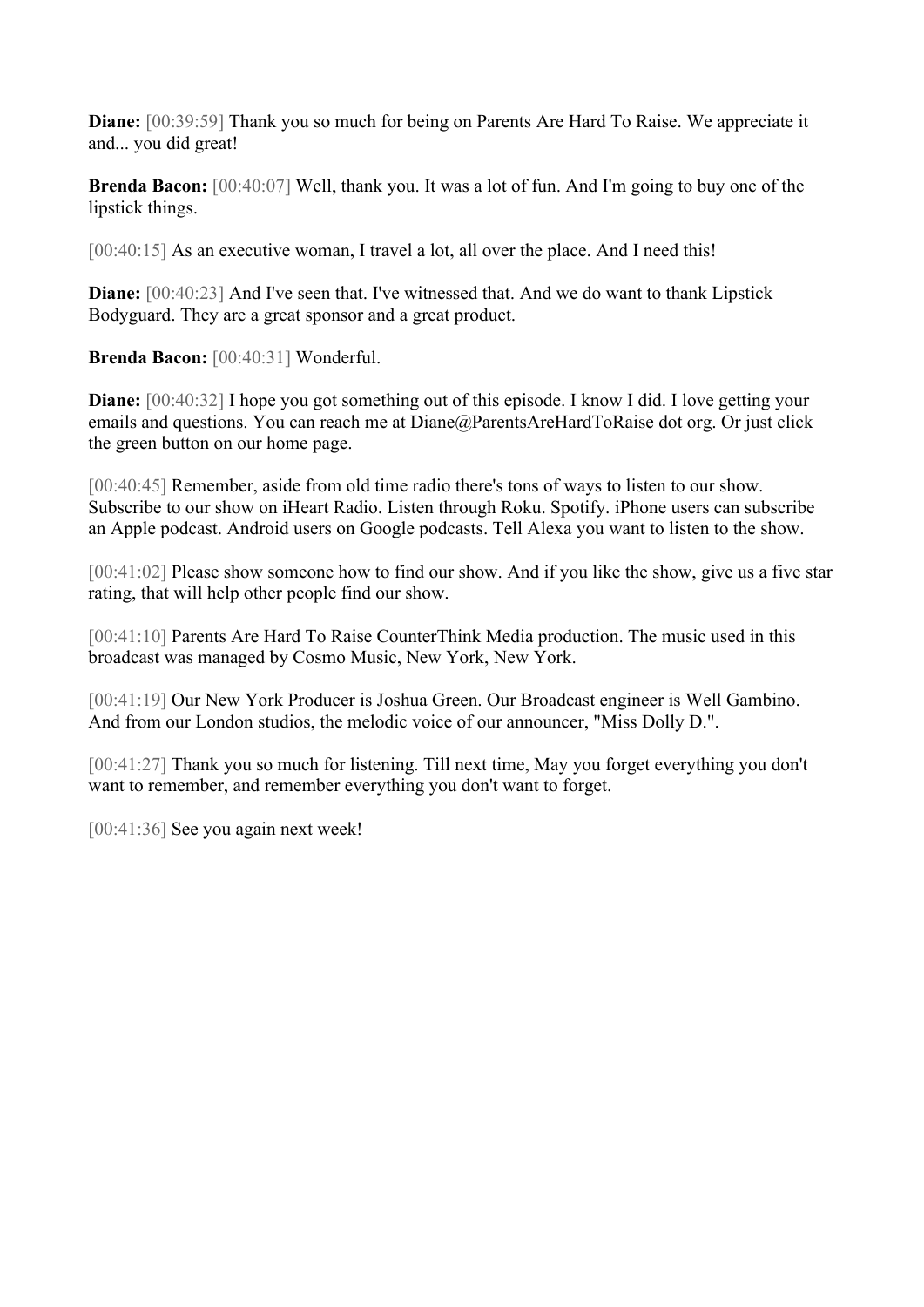**Diane:** [00:39:59] Thank you so much for being on Parents Are Hard To Raise. We appreciate it and... you did great!

**Brenda Bacon:** [00:40:07] Well, thank you. It was a lot of fun. And I'm going to buy one of the lipstick things.

[00:40:15] As an executive woman, I travel a lot, all over the place. And I need this!

**Diane:** [00:40:23] And I've seen that. I've witnessed that. And we do want to thank Lipstick Bodyguard. They are a great sponsor and a great product.

**Brenda Bacon:** [00:40:31] Wonderful.

**Diane:** [00:40:32] I hope you got something out of this episode. I know I did. I love getting your emails and questions. You can reach me at Diane@ParentsAreHardToRaise dot org. Or just click the green button on our home page.

[00:40:45] Remember, aside from old time radio there's tons of ways to listen to our show. Subscribe to our show on iHeart Radio. Listen through Roku. Spotify. iPhone users can subscribe an Apple podcast. Android users on Google podcasts. Tell Alexa you want to listen to the show.

[00:41:02] Please show someone how to find our show. And if you like the show, give us a five star rating, that will help other people find our show.

[00:41:10] Parents Are Hard To Raise CounterThink Media production. The music used in this broadcast was managed by Cosmo Music, New York, New York.

[00:41:19] Our New York Producer is Joshua Green. Our Broadcast engineer is Well Gambino. And from our London studios, the melodic voice of our announcer, "Miss Dolly D.".

[00:41:27] Thank you so much for listening. Till next time, May you forget everything you don't want to remember, and remember everything you don't want to forget.

[00:41:36] See you again next week!